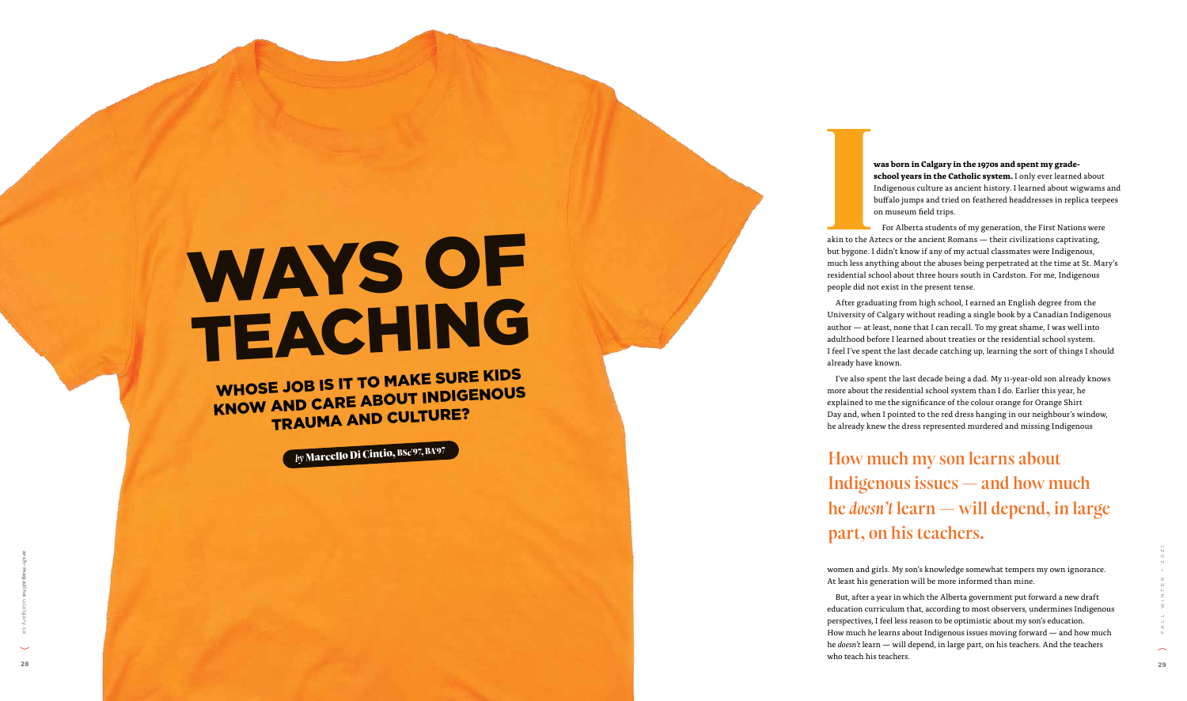# WAYS OF TEACHING

## WHOSE JOB IS IT TO MAKE SURE KIDS KNOW AND CARE ABOUT INDIGENOUS TRAUMA AND CULTURE?

*by* **Marcello Di Cintio, BSc'97, BA'97**

**I was born in Calgary in the 1970s and spent my grade-school years in the Catholic system.** I only ever learned about Indigenous culture as ancient history. I learned about wigwams and buffalo jumps and tried on feathered headdresses in replica teepees on museum field trips.

For Alberta students of my generation, the First Nations were akin to the Aztecs or the ancient Romans — their civilizations captivating, but bygone. I didn't know if any of my actual classmates were Indigenous, much less anything about the abuses being perpetrated at the time at St. Mary's residential school about three hours south in Cardston. For me, Indigenous people did not exist in the present tense.

After graduating from high school, I earned an English degree from the University of Calgary without reading a single book by a Canadian Indigenous author — at least, none that I can recall. To my great shame, I was well into adulthood before I learned about treaties or the residential school system. I feel I've spent the last decade catching up, learning the sort of things I should already have known.

I've also spent the last decade being a dad. My 11-year-old son already knows more about the residential school system than I do. Earlier this year, he explained to me the significance of the colour orange for Orange Shirt Day and, when I pointed to the red dress hanging in our neighbour's window, he already knew the dress represented murdered and missing Indigenous women and girls. My son's knowledge somewhat tempers my own ignorance. At least his generation will be more informed than mine.

> How much my son learns about Indigenous issues — and how much he *doesn't* learn — will depend, in large part, on his teachers.

But, after a year in which the Alberta government put forward a new draft education curriculum that, according to most observers, undermines Indigenous perspectives, I feel less reason to be optimistic about my son's education. How much he learns about Indigenous issues moving forward — and how much he *doesn't* learn — will depend, in large part, on his teachers. And the teachers who teach his teachers.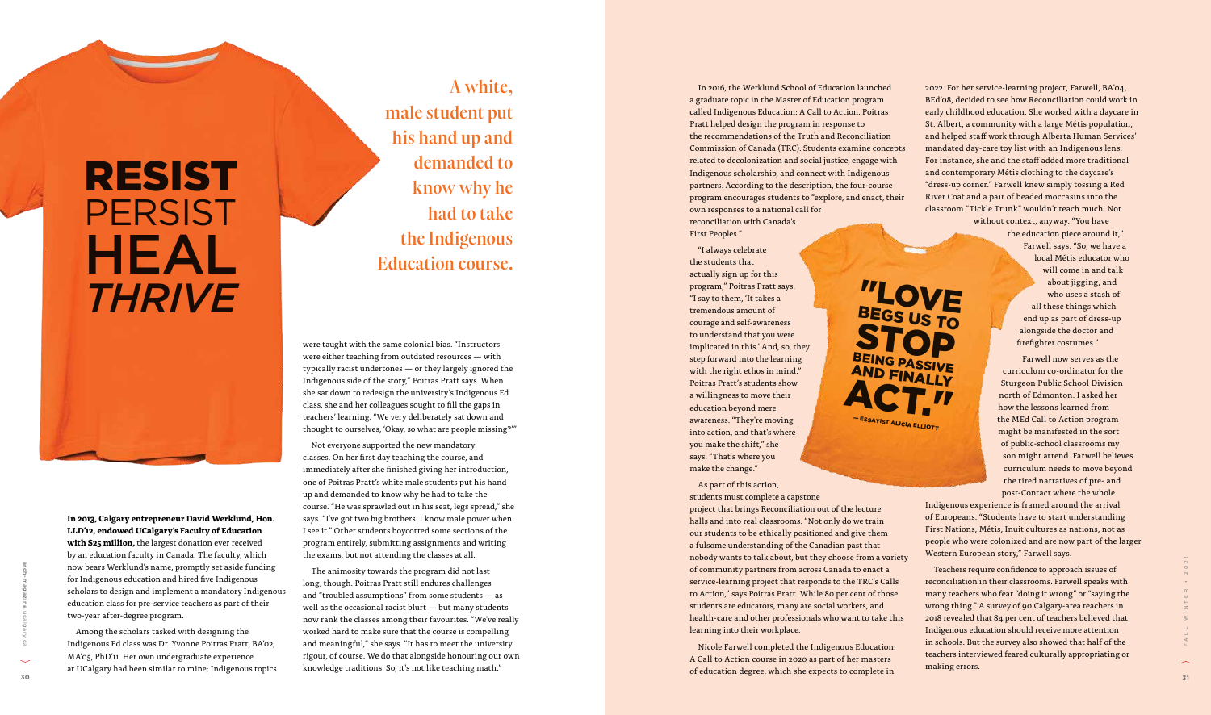RESIST
PERSIST
HEAL
*THRIVE*

A white, male student put his hand up and demanded to know why he had to take the Indigenous Education course.

**In 2013, Calgary entrepreneur David Werklund, Hon. LLD'12, endowed UCalgary's Faculty of Education with $25 million,** the largest donation ever received by an education faculty in Canada. The faculty, which now bears Werklund's name, promptly set aside funding for Indigenous education and hired five Indigenous scholars to design and implement a mandatory Indigenous education class for pre-service teachers as part of their two-year after-degree program.

Among the scholars tasked with designing the Indigenous Ed class was Dr. Yvonne Poitras Pratt, BA'02, MA'05, PhD'11. Her own undergraduate experience at UCalgary had been similar to mine; Indigenous topics were taught with the same colonial bias. "Instructors were either teaching from outdated resources — with typically racist undertones — or they largely ignored the Indigenous side of the story," Poitras Pratt says. When she sat down to redesign the university's Indigenous Ed class, she and her colleagues sought to fill the gaps in teachers' learning. "We very deliberately sat down and thought to ourselves, 'Okay, so what are people missing?'"

Not everyone supported the new mandatory classes. On her first day teaching the course, and immediately after she finished giving her introduction, one of Poitras Pratt's white male students put his hand up and demanded to know why he had to take the course. "He was sprawled out in his seat, legs spread," she says. "I've got two big brothers. I know male power when I see it." Other students boycotted some sections of the program entirely, submitting assignments and writing the exams, but not attending the classes at all.

The animosity towards the program did not last long, though. Poitras Pratt still endures challenges and "troubled assumptions" from some students — as well as the occasional racist blurt — but many students now rank the classes among their favourites. "We've really worked hard to make sure that the course is compelling and meaningful," she says. "It has to meet the university rigour, of course. We do that alongside honouring our own knowledge traditions. So, it's not like teaching math."

In 2016, the Werklund School of Education launched a graduate topic in the Master of Education program called Indigenous Education: A Call to Action. Poitras Pratt helped design the program in response to the recommendations of the Truth and Reconciliation Commission of Canada (TRC). Students examine concepts related to decolonization and social justice, engage with Indigenous scholarship, and connect with Indigenous partners. According to the description, the four-course program encourages students to "explore, and enact, their own responses to a national call for reconciliation with Canada's First Peoples."

"I always celebrate the students that actually sign up for this program," Poitras Pratt says. "I say to them, 'It takes a tremendous amount of courage and self-awareness to understand that you were implicated in this.' And, so, they step forward into the learning with the right ethos in mind." Poitras Pratt's students show a willingness to move their education beyond mere awareness. "They're moving into action, and that's where you make the shift," she says. "That's where you make the change."

"LOVE BEGS US TO STOP BEING PASSIVE AND FINALLY ACT."
— ESSAYIST ALICIA ELLIOTT

As part of this action, students must complete a capstone project that brings Reconciliation out of the lecture halls and into real classrooms. "Not only do we train our students to be ethically positioned and give them a fulsome understanding of the Canadian past that nobody wants to talk about, but they choose from a variety of community partners from across Canada to enact a service-learning project that responds to the TRC's Calls to Action," says Poitras Pratt. While 80 per cent of those students are educators, many are social workers, and health-care and other professionals who want to take this learning into their workplace.

Nicole Farwell completed the Indigenous Education: A Call to Action course in 2020 as part of her masters of education degree, which she expects to complete in 2022. For her service-learning project, Farwell, BA'04, BEd'08, decided to see how Reconciliation could work in early childhood education. She worked with a daycare in St. Albert, a community with a large Métis population, and helped staff work through Alberta Human Services' mandated day-care toy list with an Indigenous lens. For instance, she and the staff added more traditional and contemporary Métis clothing to the daycare's "dress-up corner." Farwell knew simply tossing a Red River Coat and a pair of beaded moccasins into the classroom "Tickle Trunk" wouldn't teach much. Not without context, anyway. "You have the education piece around it," Farwell says. "So, we have a local Métis educator who will come in and talk about jigging, and who uses a stash of all these things which end up as part of dress-up alongside the doctor and firefighter costumes."

Farwell now serves as the curriculum co-ordinator for the Sturgeon Public School Division north of Edmonton. I asked her how the lessons learned from the MEd Call to Action program might be manifested in the sort of public-school classrooms my son might attend. Farwell believes curriculum needs to move beyond the tired narratives of pre- and post-Contact where the whole Indigenous experience is framed around the arrival of Europeans. "Students have to start understanding First Nations, Métis, Inuit cultures as nations, not as people who were colonized and are now part of the larger Western European story," Farwell says.

Teachers require confidence to approach issues of reconciliation in their classrooms. Farwell speaks with many teachers who fear "doing it wrong" or "saying the wrong thing." A survey of 90 Calgary-area teachers in 2018 revealed that 84 per cent of teachers believed that Indigenous education should receive more attention in schools. But the survey also showed that half of the teachers interviewed feared culturally appropriating or making errors.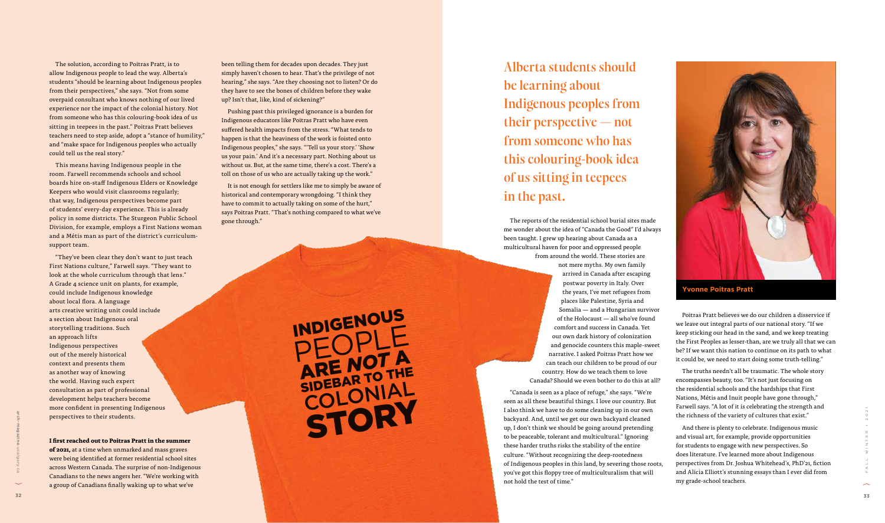The solution, according to Poitras Pratt, is to allow Indigenous people to lead the way. Alberta's students "should be learning about Indigenous peoples from their perspectives," she says. "Not from some overpaid consultant who knows nothing of our lived experience nor the impact of the colonial history. Not from someone who has this colouring-book idea of us sitting in teepees in the past." Poitras Pratt believes teachers need to step aside, adopt a "stance of humility," and "make space for Indigenous peoples who actually could tell us the real story."

This means having Indigenous people in the room. Farwell recommends schools and school boards hire on-staff Indigenous Elders or Knowledge Keepers who would visit classrooms regularly; that way, Indigenous perspectives become part of students' every-day experience. This is already policy in some districts. The Sturgeon Public School Division, for example, employs a First Nations woman and a Métis man as part of the district's curriculum-support team.

"They've been clear they don't want to just teach First Nations culture," Farwell says. "They want to look at the whole curriculum through that lens." A Grade 4 science unit on plants, for example, could include Indigenous knowledge about local flora. A language arts creative writing unit could include a section about Indigenous oral storytelling traditions. Such an approach lifts Indigenous perspectives out of the merely historical context and presents them as another way of knowing the world. Having such expert consultation as part of professional development helps teachers become more confident in presenting Indigenous perspectives to their students.

**I first reached out to Poitras Pratt in the summer of 2021,** at a time when unmarked and mass graves were being identified at former residential school sites across Western Canada. The surprise of non-Indigenous Canadians to the news angers her. "We're working with a group of Canadians finally waking up to what we've been telling them for decades upon decades. They just simply haven't chosen to hear. That's the privilege of not hearing," she says. "Are they choosing not to listen? Or do they have to see the bones of children before they wake up? Isn't that, like, kind of sickening?"

Pushing past this privileged ignorance is a burden for Indigenous educators like Poitras Pratt who have even suffered health impacts from the stress. "What tends to happen is that the heaviness of the work is foisted onto Indigenous peoples," she says. "'Tell us your story.' 'Show us your pain.' And it's a necessary part. Nothing about us without us. But, at the same time, there's a cost. There's a toll on those of us who are actually taking up the work."

It is not enough for settlers like me to simply be aware of historical and contemporary wrongdoing. "I think they have to commit to actually taking on some of the hurt," says Poitras Pratt. "That's nothing compared to what we've gone through."

INDIGENOUS PEOPLE ARE *NOT* A SIDEBAR TO THE COLONIAL STORY

> Alberta students should be learning about Indigenous peoples from their perspective — not from someone who has this colouring-book idea of us sitting in teepees in the past.

The reports of the residential school burial sites made me wonder about the idea of "Canada the Good" I'd always been taught. I grew up hearing about Canada as a multicultural haven for poor and oppressed people from around the world. These stories are not mere myths. My own family arrived in Canada after escaping postwar poverty in Italy. Over the years, I've met refugees from places like Palestine, Syria and Somalia — and a Hungarian survivor of the Holocaust — all who've found comfort and success in Canada. Yet our own dark history of colonization and genocide counters this maple-sweet narrative. I asked Poitras Pratt how we can teach our children to be proud of our country. How do we teach them to love Canada? Should we even bother to do this at all?

"Canada is seen as a place of refuge," she says. "We're seen as all these beautiful things. I love our country. But I also think we have to do some cleaning up in our own backyard. And, until we get our own backyard cleaned up, I don't think we should be going around pretending to be peaceable, tolerant and multicultural." Ignoring these harder truths risks the stability of the entire culture. "Without recognizing the deep-rootedness of Indigenous peoples in this land, by severing those roots, you've got this floppy tree of multiculturalism that will not hold the test of time."

**Yvonne Poitras Pratt**

Poitras Pratt believes we do our children a disservice if we leave out integral parts of our national story. "If we keep sticking our head in the sand, and we keep treating the First Peoples as lesser-than, are we truly all that we can be? If we want this nation to continue on its path to what it could be, we need to start doing some truth-telling."

The truths needn't all be traumatic. The whole story encompasses beauty, too. "It's not just focusing on the residential schools and the hardships that First Nations, Métis and Inuit people have gone through," Farwell says. "A lot of it is celebrating the strength and the richness of the variety of cultures that exist."

And there is plenty to celebrate. Indigenous music and visual art, for example, provide opportunities for students to engage with new perspectives. So does literature. I've learned more about Indigenous perspectives from Dr. Joshua Whitehead's, PhD'21, fiction and Alicia Elliott's stunning essays than I ever did from my grade-school teachers.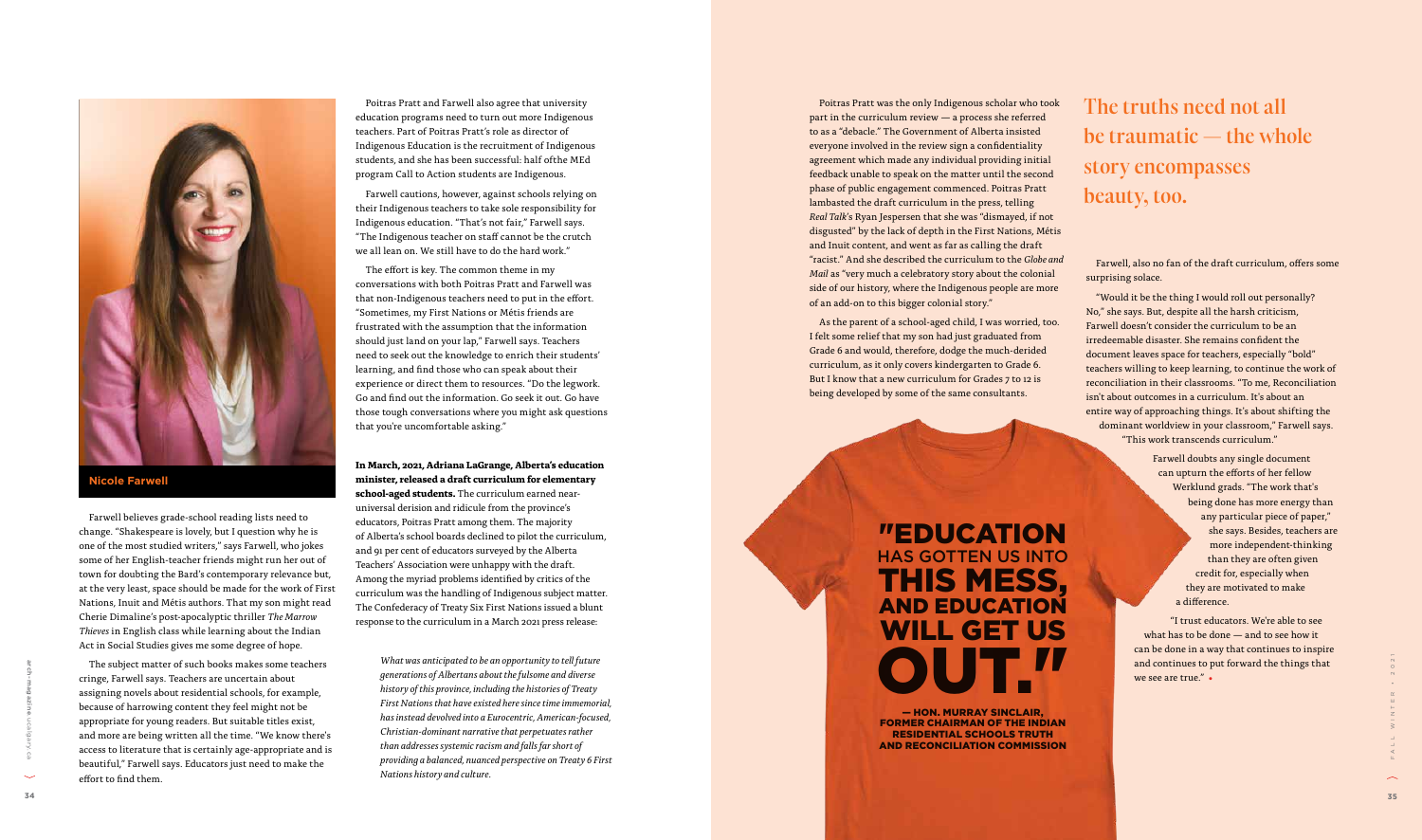Nicole Farwell

Farwell believes grade-school reading lists need to change. "Shakespeare is lovely, but I question why he is one of the most studied writers," says Farwell, who jokes some of her English-teacher friends might run her out of town for doubting the Bard's contemporary relevance but, at the very least, space should be made for the work of First Nations, Inuit and Métis authors. That my son might read Cherie Dimaline's post-apocalyptic thriller *The Marrow Thieves* in English class while learning about the Indian Act in Social Studies gives me some degree of hope.

The subject matter of such books makes some teachers cringe, Farwell says. Teachers are uncertain about assigning novels about residential schools, for example, because of harrowing content they feel might not be appropriate for young readers. But suitable titles exist, and more are being written all the time. "We know there's access to literature that is certainly age-appropriate and is beautiful," Farwell says. Educators just need to make the effort to find them.

Poitras Pratt and Farwell also agree that university education programs need to turn out more Indigenous teachers. Part of Poitras Pratt's role as director of Indigenous Education is the recruitment of Indigenous students, and she has been successful: half ofthe MEd program Call to Action students are Indigenous.

Farwell cautions, however, against schools relying on their Indigenous teachers to take sole responsibility for Indigenous education. "That's not fair," Farwell says. "The Indigenous teacher on staff cannot be the crutch we all lean on. We still have to do the hard work."

The effort is key. The common theme in my conversations with both Poitras Pratt and Farwell was that non-Indigenous teachers need to put in the effort. "Sometimes, my First Nations or Métis friends are frustrated with the assumption that the information should just land on your lap," Farwell says. Teachers need to seek out the knowledge to enrich their students' learning, and find those who can speak about their experience or direct them to resources. "Do the legwork. Go and find out the information. Go seek it out. Go have those tough conversations where you might ask questions that you're uncomfortable asking."

**In March, 2021, Adriana LaGrange, Alberta's education minister, released a draft curriculum for elementary school-aged students.** The curriculum earned near-universal derision and ridicule from the province's educators, Poitras Pratt among them. The majority of Alberta's school boards declined to pilot the curriculum, and 91 per cent of educators surveyed by the Alberta Teachers' Association were unhappy with the draft. Among the myriad problems identified by critics of the curriculum was the handling of Indigenous subject matter. The Confederacy of Treaty Six First Nations issued a blunt response to the curriculum in a March 2021 press release:

> *What was anticipated to be an opportunity to tell future generations of Albertans about the fulsome and diverse history of this province, including the histories of Treaty First Nations that have existed here since time immemorial, has instead devolved into a Eurocentric, American-focused, Christian-dominant narrative that perpetuates rather than addresses systemic racism and falls far short of providing a balanced, nuanced perspective on Treaty 6 First Nations history and culture.*

Poitras Pratt was the only Indigenous scholar who took part in the curriculum review — a process she referred to as a "debacle." The Government of Alberta insisted everyone involved in the review sign a confidentiality agreement which made any individual providing initial feedback unable to speak on the matter until the second phase of public engagement commenced. Poitras Pratt lambasted the draft curriculum in the press, telling *Real Talk's* Ryan Jespersen that she was "dismayed, if not disgusted" by the lack of depth in the First Nations, Métis and Inuit content, and went as far as calling the draft "racist." And she described the curriculum to the *Globe and Mail* as "very much a celebratory story about the colonial side of our history, where the Indigenous people are more of an add-on to this bigger colonial story."

As the parent of a school-aged child, I was worried, too. I felt some relief that my son had just graduated from Grade 6 and would, therefore, dodge the much-derided curriculum, as it only covers kindergarten to Grade 6. But I know that a new curriculum for Grades 7 to 12 is being developed by some of the same consultants.

"EDUCATION HAS GOTTEN US INTO THIS MESS, AND EDUCATION WILL GET US OUT."

— HON. MURRAY SINCLAIR, FORMER CHAIRMAN OF THE INDIAN RESIDENTIAL SCHOOLS TRUTH AND RECONCILIATION COMMISSION

## The truths need not all be traumatic — the whole story encompasses beauty, too.

Farwell, also no fan of the draft curriculum, offers some surprising solace.

"Would it be the thing I would roll out personally? No," she says. But, despite all the harsh criticism, Farwell doesn't consider the curriculum to be an irredeemable disaster. She remains confident the document leaves space for teachers, especially "bold" teachers willing to keep learning, to continue the work of reconciliation in their classrooms. "To me, Reconciliation isn't about outcomes in a curriculum. It's about an entire way of approaching things. It's about shifting the dominant worldview in your classroom," Farwell says. "This work transcends curriculum."

Farwell doubts any single document can upturn the efforts of her fellow Werklund grads. "The work that's being done has more energy than any particular piece of paper," she says. Besides, teachers are more independent-thinking than they are often given credit for, especially when they are motivated to make a difference.

"I trust educators. We're able to see what has to be done — and to see how it can be done in a way that continues to inspire and continues to put forward the things that we see are true."